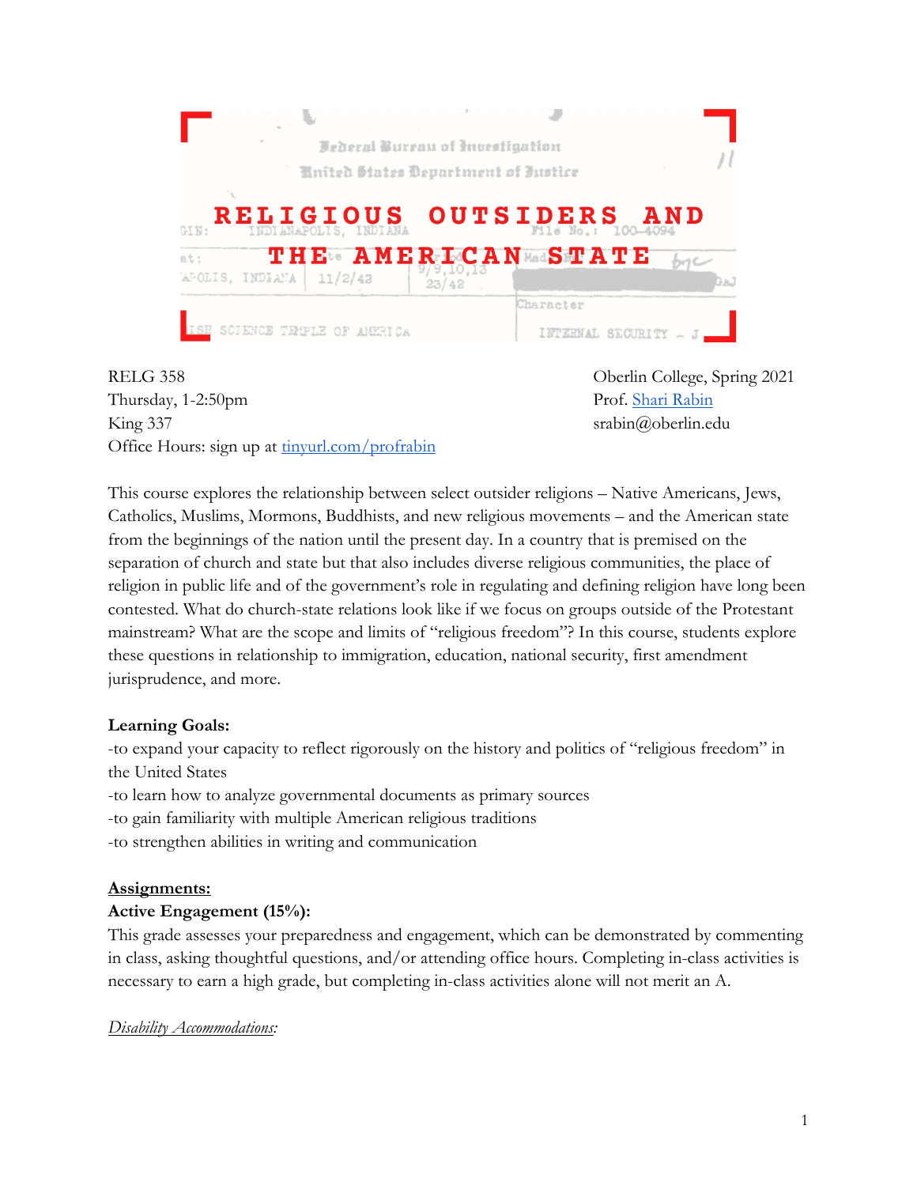# RELIGIOUS OUTSIDERS AND THE AMERICAN STATE

RELG 358
Thursday, 1-2:50pm
King 337
Office Hours: sign up at [tinyurl.com/profrabin](tinyurl.com/profrabin)

Oberlin College, Spring 2021
Prof. [Shari Rabin](Shari Rabin)
srabin@oberlin.edu

This course explores the relationship between select outsider religions – Native Americans, Jews, Catholics, Muslims, Mormons, Buddhists, and new religious movements – and the American state from the beginnings of the nation until the present day. In a country that is premised on the separation of church and state but that also includes diverse religious communities, the place of religion in public life and of the government's role in regulating and defining religion have long been contested. What do church-state relations look like if we focus on groups outside of the Protestant mainstream? What are the scope and limits of "religious freedom"? In this course, students explore these questions in relationship to immigration, education, national security, first amendment jurisprudence, and more.

**Learning Goals:**

-to expand your capacity to reflect rigorously on the history and politics of "religious freedom" in the United States
-to learn how to analyze governmental documents as primary sources
-to gain familiarity with multiple American religious traditions
-to strengthen abilities in writing and communication

**Assignments:**

**Active Engagement (15%):**

This grade assesses your preparedness and engagement, which can be demonstrated by commenting in class, asking thoughtful questions, and/or attending office hours. Completing in-class activities is necessary to earn a high grade, but completing in-class activities alone will not merit an A.

*Disability Accommodations:*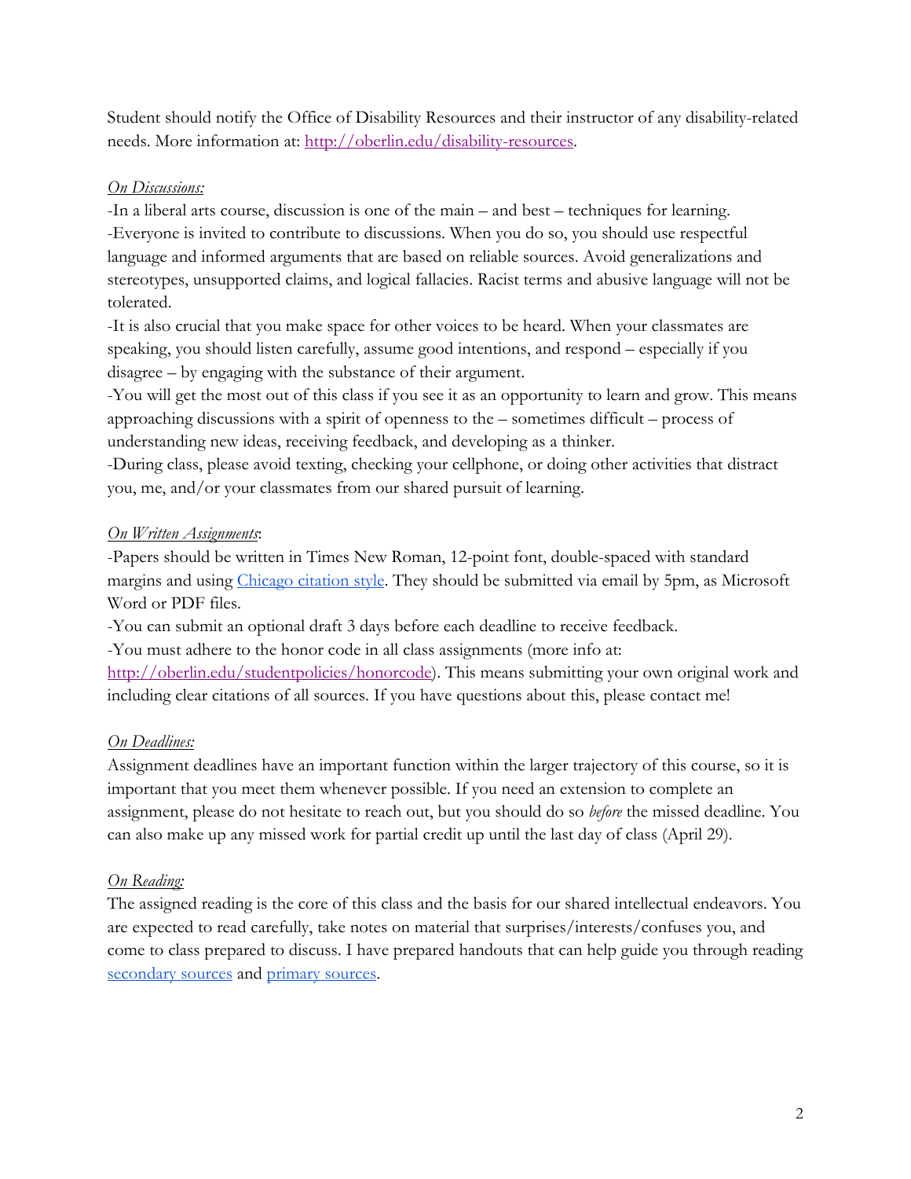Student should notify the Office of Disability Resources and their instructor of any disability-related needs. More information at: [http://oberlin.edu/disability-resources](http://oberlin.edu/disability-resources).

*On Discussions:*

-In a liberal arts course, discussion is one of the main – and best – techniques for learning.
-Everyone is invited to contribute to discussions. When you do so, you should use respectful language and informed arguments that are based on reliable sources. Avoid generalizations and stereotypes, unsupported claims, and logical fallacies. Racist terms and abusive language will not be tolerated.
-It is also crucial that you make space for other voices to be heard. When your classmates are speaking, you should listen carefully, assume good intentions, and respond – especially if you disagree – by engaging with the substance of their argument.
-You will get the most out of this class if you see it as an opportunity to learn and grow. This means approaching discussions with a spirit of openness to the – sometimes difficult – process of understanding new ideas, receiving feedback, and developing as a thinker.
-During class, please avoid texting, checking your cellphone, or doing other activities that distract you, me, and/or your classmates from our shared pursuit of learning.

*On Written Assignments*:

-Papers should be written in Times New Roman, 12-point font, double-spaced with standard margins and using Chicago citation style. They should be submitted via email by 5pm, as Microsoft Word or PDF files.
-You can submit an optional draft 3 days before each deadline to receive feedback.
-You must adhere to the honor code in all class assignments (more info at: [http://oberlin.edu/studentpolicies/honorcode](http://oberlin.edu/studentpolicies/honorcode)). This means submitting your own original work and including clear citations of all sources. If you have questions about this, please contact me!

*On Deadlines:*

Assignment deadlines have an important function within the larger trajectory of this course, so it is important that you meet them whenever possible. If you need an extension to complete an assignment, please do not hesitate to reach out, but you should do so *before* the missed deadline. You can also make up any missed work for partial credit up until the last day of class (April 29).

*On Reading:*

The assigned reading is the core of this class and the basis for our shared intellectual endeavors. You are expected to read carefully, take notes on material that surprises/interests/confuses you, and come to class prepared to discuss. I have prepared handouts that can help guide you through reading secondary sources and primary sources.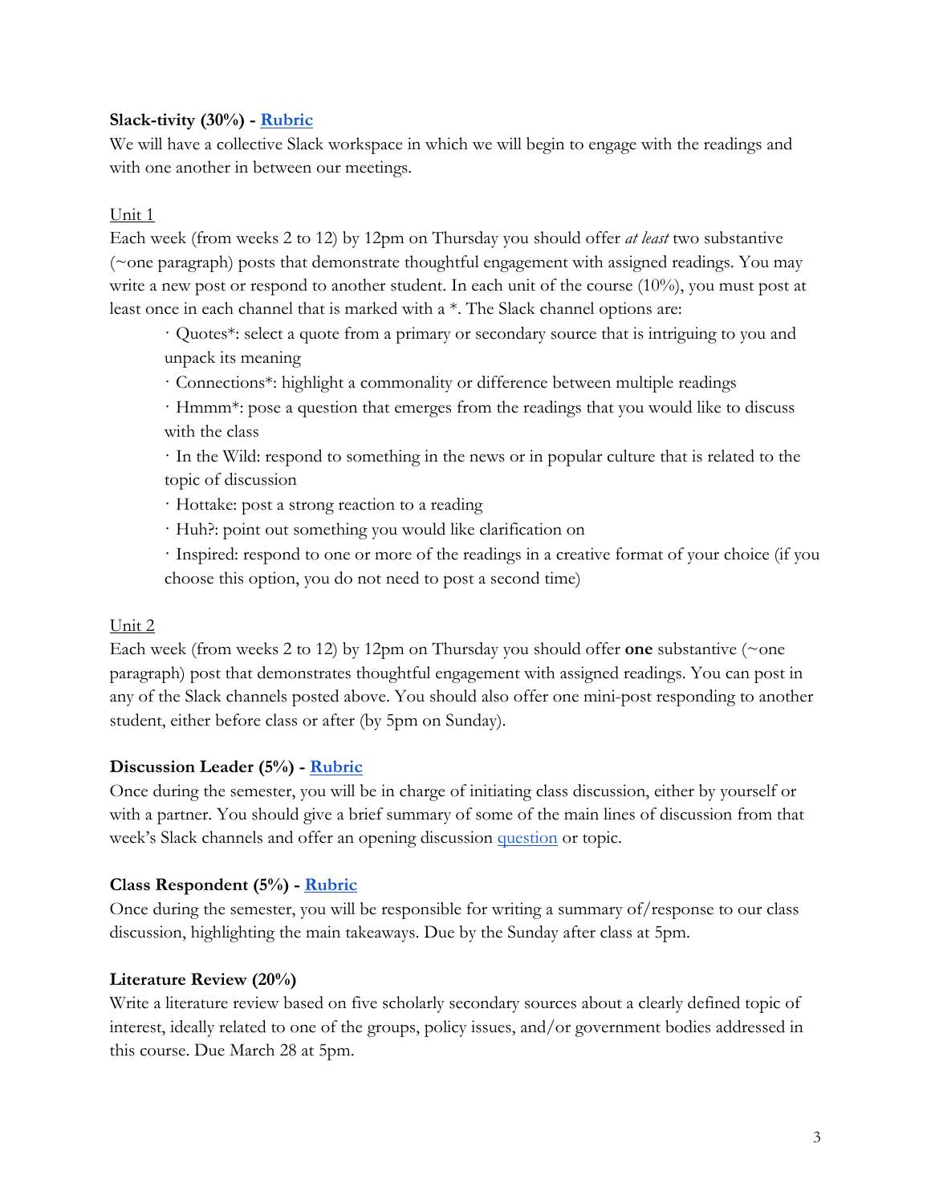**Slack-tivity (30%) - [Rubric]**

We will have a collective Slack workspace in which we will begin to engage with the readings and with one another in between our meetings.

Unit 1

Each week (from weeks 2 to 12) by 12pm on Thursday you should offer *at least* two substantive (~one paragraph) posts that demonstrate thoughtful engagement with assigned readings. You may write a new post or respond to another student. In each unit of the course (10%), you must post at least once in each channel that is marked with a *. The Slack channel options are:

- Quotes*: select a quote from a primary or secondary source that is intriguing to you and unpack its meaning
- Connections*: highlight a commonality or difference between multiple readings
- Hmmm*: pose a question that emerges from the readings that you would like to discuss with the class
- In the Wild: respond to something in the news or in popular culture that is related to the topic of discussion
- Hottake: post a strong reaction to a reading
- Huh?: point out something you would like clarification on
- Inspired: respond to one or more of the readings in a creative format of your choice (if you choose this option, you do not need to post a second time)

Unit 2

Each week (from weeks 2 to 12) by 12pm on Thursday you should offer **one** substantive (~one paragraph) post that demonstrates thoughtful engagement with assigned readings. You can post in any of the Slack channels posted above. You should also offer one mini-post responding to another student, either before class or after (by 5pm on Sunday).

**Discussion Leader (5%) - [Rubric]**

Once during the semester, you will be in charge of initiating class discussion, either by yourself or with a partner. You should give a brief summary of some of the main lines of discussion from that week's Slack channels and offer an opening discussion [question] or topic.

**Class Respondent (5%) - [Rubric]**

Once during the semester, you will be responsible for writing a summary of/response to our class discussion, highlighting the main takeaways. Due by the Sunday after class at 5pm.

**Literature Review (20%)**

Write a literature review based on five scholarly secondary sources about a clearly defined topic of interest, ideally related to one of the groups, policy issues, and/or government bodies addressed in this course. Due March 28 at 5pm.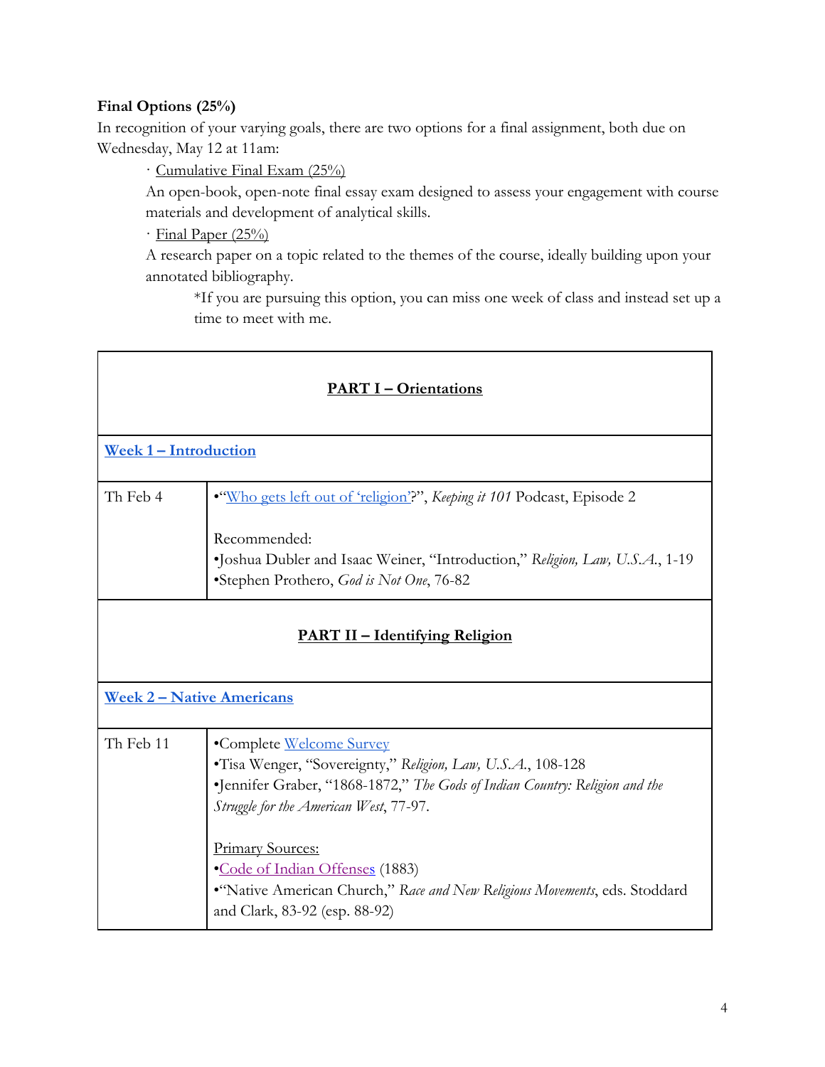**Final Options (25%)**

In recognition of your varying goals, there are two options for a final assignment, both due on Wednesday, May 12 at 11am:

· Cumulative Final Exam (25%)

An open-book, open-note final essay exam designed to assess your engagement with course materials and development of analytical skills.

· Final Paper (25%)

A research paper on a topic related to the themes of the course, ideally building upon your annotated bibliography.

*If you are pursuing this option, you can miss one week of class and instead set up a time to meet with me.

| **PART I – Orientations** | |
|---|---|
| **Week 1 – Introduction** | |
| Th Feb 4 | •"Who gets left out of 'religion'?", *Keeping it 101* Podcast, Episode 2<br><br>Recommended:<br>•Joshua Dubler and Isaac Weiner, "Introduction," *Religion, Law, U.S.A.*, 1-19<br>•Stephen Prothero, *God is Not One*, 76-82 |
| **PART II – Identifying Religion** | |
| **Week 2 – Native Americans** | |
| Th Feb 11 | •Complete Welcome Survey<br>•Tisa Wenger, "Sovereignty," *Religion, Law, U.S.A.*, 108-128<br>•Jennifer Graber, "1868-1872," *The Gods of Indian Country: Religion and the Struggle for the American West*, 77-97.<br><br>Primary Sources:<br>•Code of Indian Offenses (1883)<br>•"Native American Church," *Race and New Religious Movements*, eds. Stoddard and Clark, 83-92 (esp. 88-92) |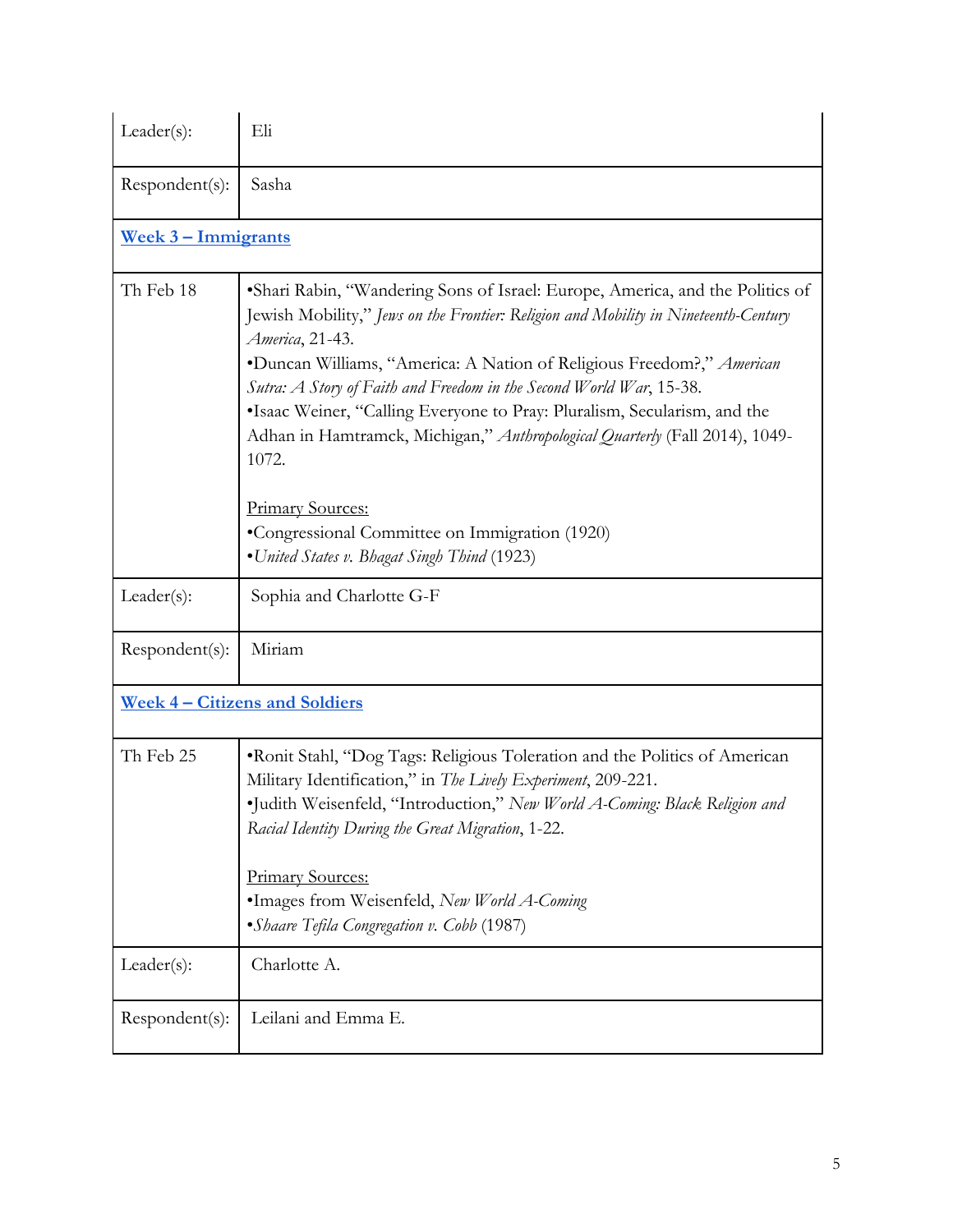| | |
|---|---|
| Leader(s): | Eli |
| Respondent(s): | Sasha |
| **Week 3 – Immigrants** | |
| Th Feb 18 | •Shari Rabin, "Wandering Sons of Israel: Europe, America, and the Politics of Jewish Mobility," *Jews on the Frontier: Religion and Mobility in Nineteenth-Century America*, 21-43.<br>•Duncan Williams, "America: A Nation of Religious Freedom?," *American Sutra: A Story of Faith and Freedom in the Second World War*, 15-38.<br>•Isaac Weiner, "Calling Everyone to Pray: Pluralism, Secularism, and the Adhan in Hamtramck, Michigan," *Anthropological Quarterly* (Fall 2014), 1049-1072.<br><br>Primary Sources:<br>•Congressional Committee on Immigration (1920)<br>•*United States v. Bhagat Singh Thind* (1923) |
| Leader(s): | Sophia and Charlotte G-F |
| Respondent(s): | Miriam |
| **Week 4 – Citizens and Soldiers** | |
| Th Feb 25 | •Ronit Stahl, "Dog Tags: Religious Toleration and the Politics of American Military Identification," in *The Lively Experiment*, 209-221.<br>•Judith Weisenfeld, "Introduction," *New World A-Coming: Black Religion and Racial Identity During the Great Migration*, 1-22.<br><br>Primary Sources:<br>•Images from Weisenfeld, *New World A-Coming*<br>•*Shaare Tefila Congregation v. Cobb* (1987) |
| Leader(s): | Charlotte A. |
| Respondent(s): | Leilani and Emma E. |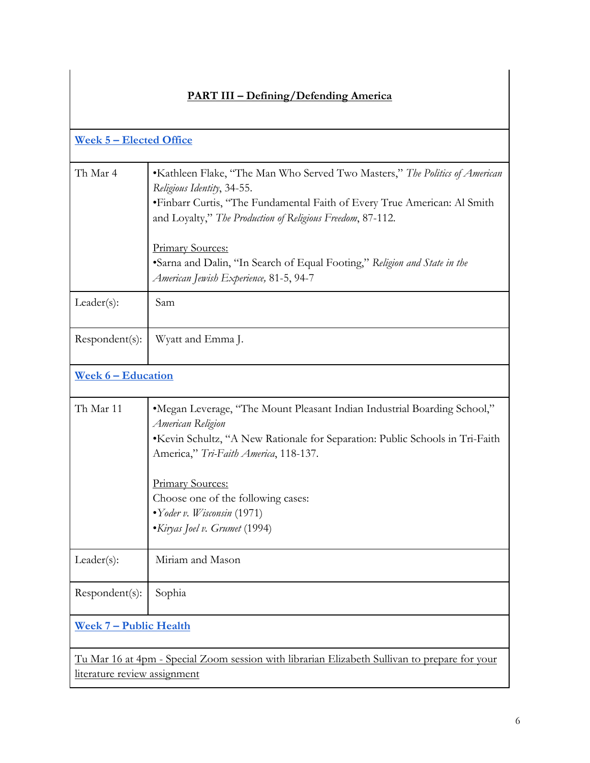## PART III – Defining/Defending America

### Week 5 – Elected Office

| | |
|---|---|
| Th Mar 4 | •Kathleen Flake, "The Man Who Served Two Masters," *The Politics of American Religious Identity*, 34-55.<br>•Finbarr Curtis, "The Fundamental Faith of Every True American: Al Smith and Loyalty," *The Production of Religious Freedom*, 87-112.<br><br>Primary Sources:<br>•Sarna and Dalin, "In Search of Equal Footing," *Religion and State in the American Jewish Experience,* 81-5, 94-7 |
| Leader(s): | Sam |
| Respondent(s): | Wyatt and Emma J. |

### Week 6 – Education

| | |
|---|---|
| Th Mar 11 | •Megan Leverage, "The Mount Pleasant Indian Industrial Boarding School," *American Religion*<br>•Kevin Schultz, "A New Rationale for Separation: Public Schools in Tri-Faith America," *Tri-Faith America*, 118-137.<br><br>Primary Sources:<br>Choose one of the following cases:<br>•*Yoder v. Wisconsin* (1971)<br>•*Kiryas Joel v. Grumet* (1994) |
| Leader(s): | Miriam and Mason |
| Respondent(s): | Sophia |

### Week 7 – Public Health

Tu Mar 16 at 4pm - Special Zoom session with librarian Elizabeth Sullivan to prepare for your literature review assignment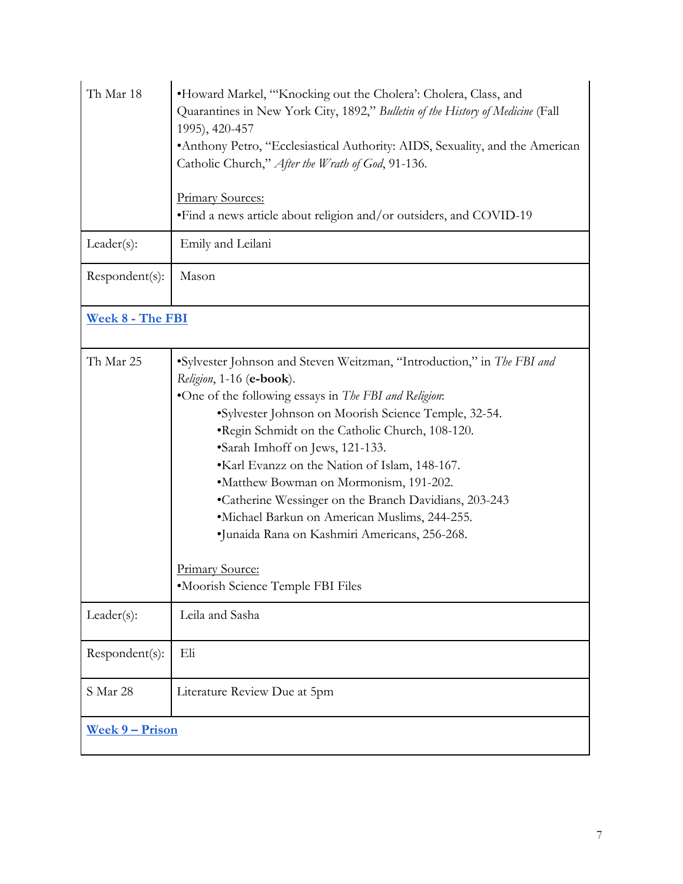| | |
|---|---|
| Th Mar 18 | •Howard Markel, "'Knocking out the Cholera': Cholera, Class, and Quarantines in New York City, 1892," *Bulletin of the History of Medicine* (Fall 1995), 420-457<br>•Anthony Petro, "Ecclesiastical Authority: AIDS, Sexuality, and the American Catholic Church," *After the Wrath of God*, 91-136.<br><br>Primary Sources:<br>•Find a news article about religion and/or outsiders, and COVID-19 |
| Leader(s): | Emily and Leilani |
| Respondent(s): | Mason |
| **Week 8 - The FBI** | |
| Th Mar 25 | •Sylvester Johnson and Steven Weitzman, "Introduction," in *The FBI and Religion*, 1-16 (**e-book**).<br>•One of the following essays in *The FBI and Religion*:<br>•Sylvester Johnson on Moorish Science Temple, 32-54.<br>•Regin Schmidt on the Catholic Church, 108-120.<br>•Sarah Imhoff on Jews, 121-133.<br>•Karl Evanzz on the Nation of Islam, 148-167.<br>•Matthew Bowman on Mormonism, 191-202.<br>•Catherine Wessinger on the Branch Davidians, 203-243<br>•Michael Barkun on American Muslims, 244-255.<br>•Junaida Rana on Kashmiri Americans, 256-268.<br><br>Primary Source:<br>•Moorish Science Temple FBI Files |
| Leader(s): | Leila and Sasha |
| Respondent(s): | Eli |
| S Mar 28 | Literature Review Due at 5pm |
| **Week 9 – Prison** | |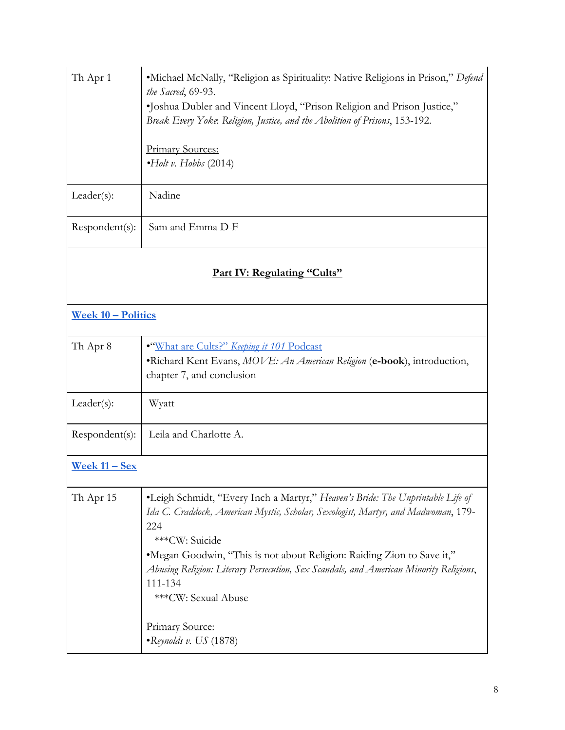| | |
|---|---|
| Th Apr 1 | •Michael McNally, "Religion as Spirituality: Native Religions in Prison," *Defend the Sacred*, 69-93.<br>•Joshua Dubler and Vincent Lloyd, "Prison Religion and Prison Justice," *Break Every Yoke: Religion, Justice, and the Abolition of Prisons*, 153-192.<br><br>Primary Sources:<br>•*Holt v. Hobbs* (2014) |
| Leader(s): | Nadine |
| Respondent(s): | Sam and Emma D-F |
| **Part IV: Regulating "Cults"** | |
| **Week 10 – Politics** | |
| Th Apr 8 | •"What are Cults?" *Keeping it 101* Podcast<br>•Richard Kent Evans, *MOVE: An American Religion* (**e-book**), introduction, chapter 7, and conclusion |
| Leader(s): | Wyatt |
| Respondent(s): | Leila and Charlotte A. |
| **Week 11 – Sex** | |
| Th Apr 15 | •Leigh Schmidt, "Every Inch a Martyr," *Heaven's Bride: The Unprintable Life of Ida C. Craddock, American Mystic, Scholar, Sexologist, Martyr, and Madwoman*, 179-224<br>\*\*\*CW: Suicide<br>•Megan Goodwin, "This is not about Religion: Raiding Zion to Save it," *Abusing Religion: Literary Persecution, Sex Scandals, and American Minority Religions*, 111-134<br>\*\*\*CW: Sexual Abuse<br><br>Primary Source:<br>•*Reynolds v. US* (1878) |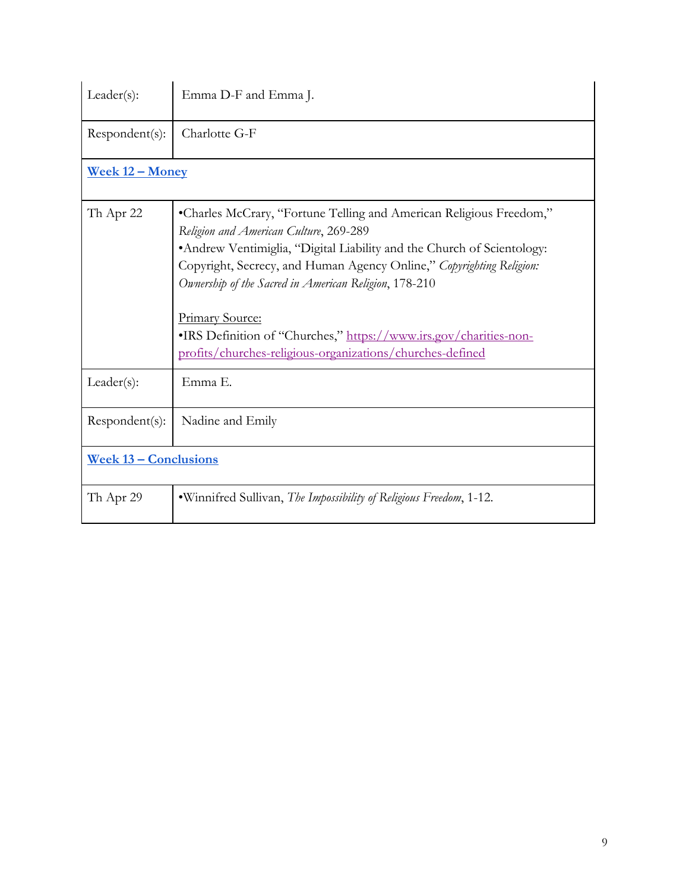| | |
|---|---|
| Leader(s): | Emma D-F and Emma J. |
| Respondent(s): | Charlotte G-F |
| **Week 12 – Money** | |
| Th Apr 22 | •Charles McCrary, "Fortune Telling and American Religious Freedom," *Religion and American Culture*, 269-289<br>•Andrew Ventimiglia, "Digital Liability and the Church of Scientology: Copyright, Secrecy, and Human Agency Online," *Copyrighting Religion: Ownership of the Sacred in American Religion*, 178-210<br><br>Primary Source:<br>•IRS Definition of "Churches," https://www.irs.gov/charities-non-profits/churches-religious-organizations/churches-defined |
| Leader(s): | Emma E. |
| Respondent(s): | Nadine and Emily |
| **Week 13 – Conclusions** | |
| Th Apr 29 | •Winnifred Sullivan, *The Impossibility of Religious Freedom*, 1-12. |